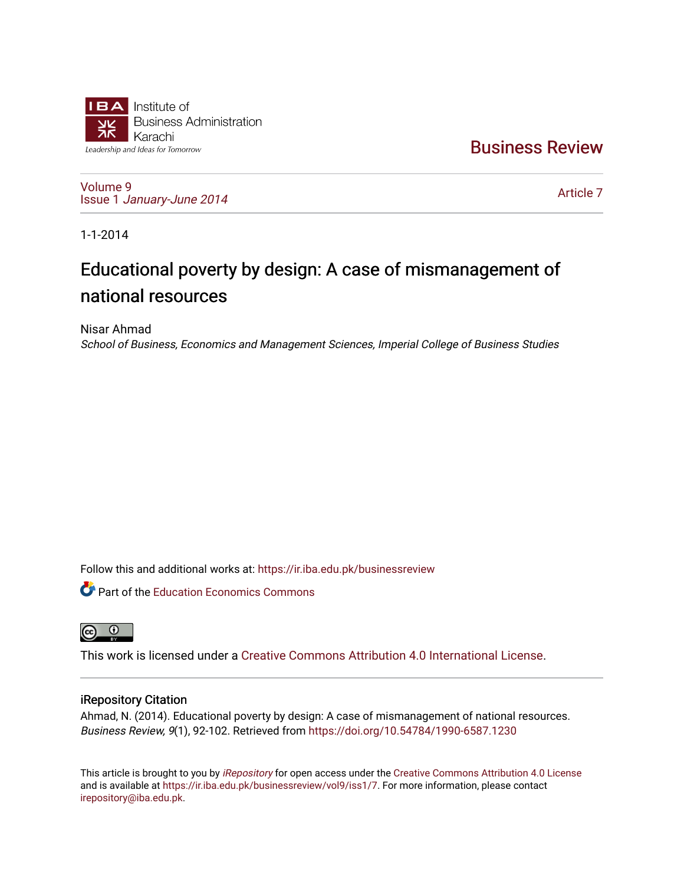Institute of Business Administration Karachi

Leadership and Ideas for Tomorrow

Business Review

Volume 9
Issue 1 *January-June 2014*

Article 7

1-1-2014

# Educational poverty by design: A case of mismanagement of national resources

Nisar Ahmad
*School of Business, Economics and Management Sciences, Imperial College of Business Studies*

Follow this and additional works at: https://ir.iba.edu.pk/businessreview

Part of the Education Economics Commons

This work is licensed under a Creative Commons Attribution 4.0 International License.

## iRepository Citation

Ahmad, N. (2014). Educational poverty by design: A case of mismanagement of national resources. *Business Review, 9*(1), 92-102. Retrieved from https://doi.org/10.54784/1990-6587.1230

This article is brought to you by *iRepository* for open access under the Creative Commons Attribution 4.0 License and is available at https://ir.iba.edu.pk/businessreview/vol9/iss1/7. For more information, please contact irepository@iba.edu.pk.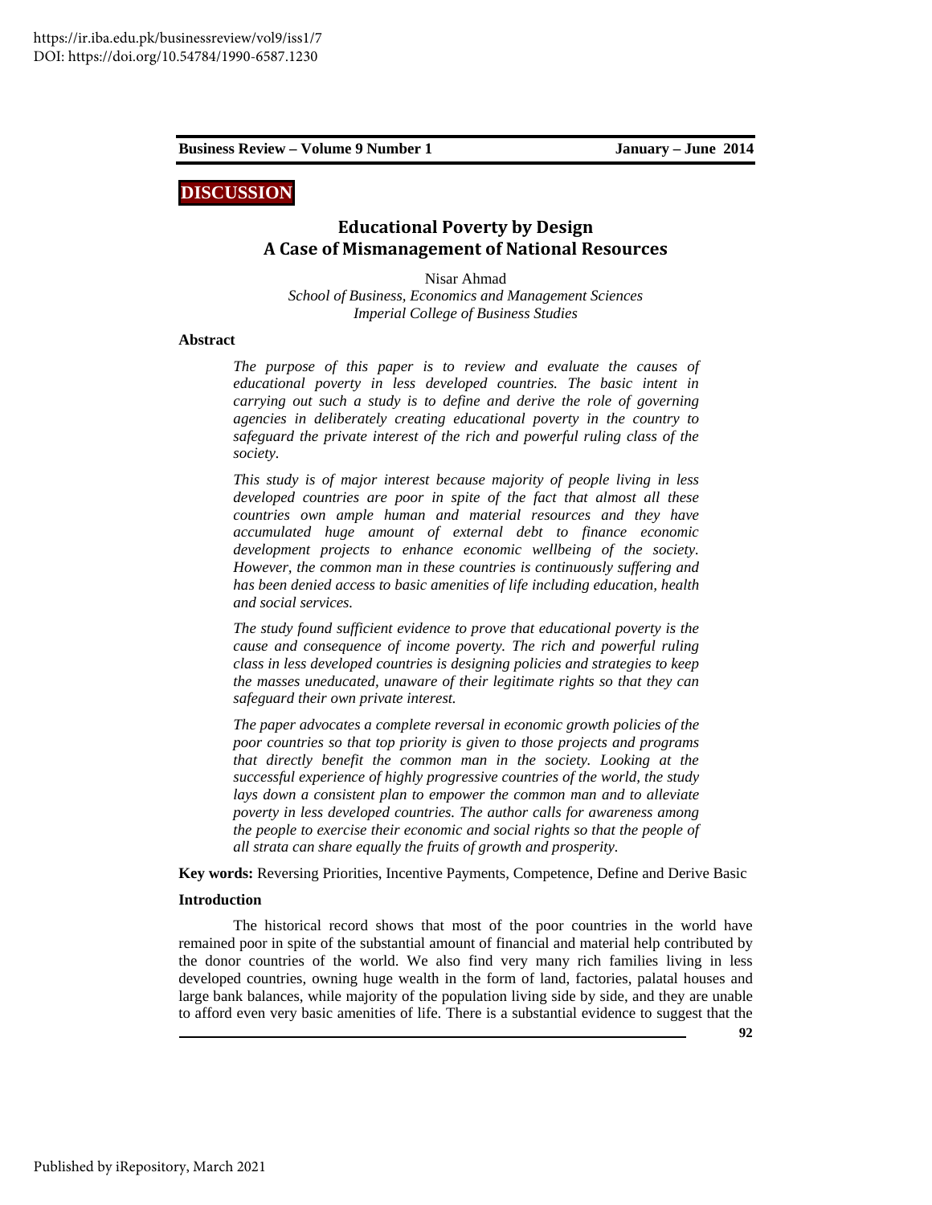**DISCUSSION**

# Educational Poverty by Design
## A Case of Mismanagement of National Resources

Nisar Ahmad
*School of Business, Economics and Management Sciences*
*Imperial College of Business Studies*

### Abstract

*The purpose of this paper is to review and evaluate the causes of educational poverty in less developed countries. The basic intent in carrying out such a study is to define and derive the role of governing agencies in deliberately creating educational poverty in the country to safeguard the private interest of the rich and powerful ruling class of the society.*

*This study is of major interest because majority of people living in less developed countries are poor in spite of the fact that almost all these countries own ample human and material resources and they have accumulated huge amount of external debt to finance economic development projects to enhance economic wellbeing of the society. However, the common man in these countries is continuously suffering and has been denied access to basic amenities of life including education, health and social services.*

*The study found sufficient evidence to prove that educational poverty is the cause and consequence of income poverty. The rich and powerful ruling class in less developed countries is designing policies and strategies to keep the masses uneducated, unaware of their legitimate rights so that they can safeguard their own private interest.*

*The paper advocates a complete reversal in economic growth policies of the poor countries so that top priority is given to those projects and programs that directly benefit the common man in the society. Looking at the successful experience of highly progressive countries of the world, the study lays down a consistent plan to empower the common man and to alleviate poverty in less developed countries. The author calls for awareness among the people to exercise their economic and social rights so that the people of all strata can share equally the fruits of growth and prosperity.*

**Key words:** Reversing Priorities, Incentive Payments, Competence, Define and Derive Basic

### Introduction

The historical record shows that most of the poor countries in the world have remained poor in spite of the substantial amount of financial and material help contributed by the donor countries of the world. We also find very many rich families living in less developed countries, owning huge wealth in the form of land, factories, palatal houses and large bank balances, while majority of the population living side by side, and they are unable to afford even very basic amenities of life. There is a substantial evidence to suggest that the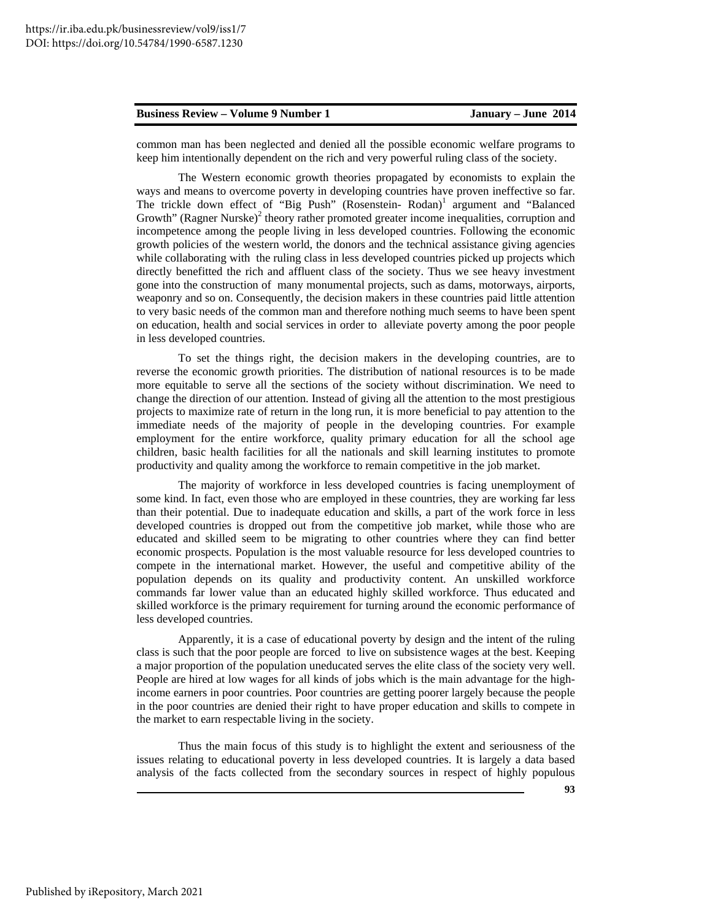common man has been neglected and denied all the possible economic welfare programs to keep him intentionally dependent on the rich and very powerful ruling class of the society.

The Western economic growth theories propagated by economists to explain the ways and means to overcome poverty in developing countries have proven ineffective so far. The trickle down effect of "Big Push" (Rosenstein- Rodan)[1] argument and "Balanced Growth" (Ragner Nurske)[2] theory rather promoted greater income inequalities, corruption and incompetence among the people living in less developed countries. Following the economic growth policies of the western world, the donors and the technical assistance giving agencies while collaborating with the ruling class in less developed countries picked up projects which directly benefitted the rich and affluent class of the society. Thus we see heavy investment gone into the construction of many monumental projects, such as dams, motorways, airports, weaponry and so on. Consequently, the decision makers in these countries paid little attention to very basic needs of the common man and therefore nothing much seems to have been spent on education, health and social services in order to alleviate poverty among the poor people in less developed countries.

To set the things right, the decision makers in the developing countries, are to reverse the economic growth priorities. The distribution of national resources is to be made more equitable to serve all the sections of the society without discrimination. We need to change the direction of our attention. Instead of giving all the attention to the most prestigious projects to maximize rate of return in the long run, it is more beneficial to pay attention to the immediate needs of the majority of people in the developing countries. For example employment for the entire workforce, quality primary education for all the school age children, basic health facilities for all the nationals and skill learning institutes to promote productivity and quality among the workforce to remain competitive in the job market.

The majority of workforce in less developed countries is facing unemployment of some kind. In fact, even those who are employed in these countries, they are working far less than their potential. Due to inadequate education and skills, a part of the work force in less developed countries is dropped out from the competitive job market, while those who are educated and skilled seem to be migrating to other countries where they can find better economic prospects. Population is the most valuable resource for less developed countries to compete in the international market. However, the useful and competitive ability of the population depends on its quality and productivity content. An unskilled workforce commands far lower value than an educated highly skilled workforce. Thus educated and skilled workforce is the primary requirement for turning around the economic performance of less developed countries.

Apparently, it is a case of educational poverty by design and the intent of the ruling class is such that the poor people are forced to live on subsistence wages at the best. Keeping a major proportion of the population uneducated serves the elite class of the society very well. People are hired at low wages for all kinds of jobs which is the main advantage for the high-income earners in poor countries. Poor countries are getting poorer largely because the people in the poor countries are denied their right to have proper education and skills to compete in the market to earn respectable living in the society.

Thus the main focus of this study is to highlight the extent and seriousness of the issues relating to educational poverty in less developed countries. It is largely a data based analysis of the facts collected from the secondary sources in respect of highly populous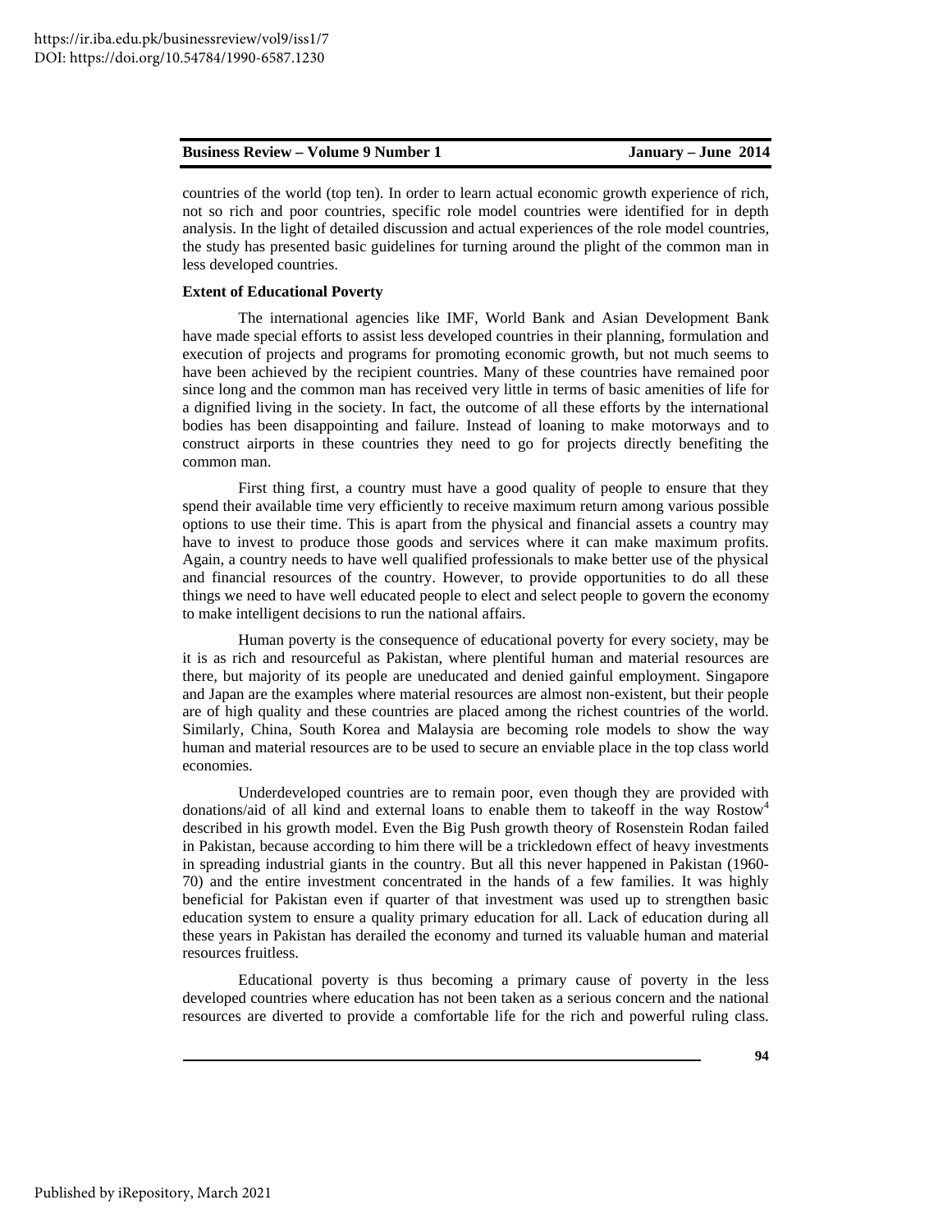countries of the world (top ten). In order to learn actual economic growth experience of rich, not so rich and poor countries, specific role model countries were identified for in depth analysis. In the light of detailed discussion and actual experiences of the role model countries, the study has presented basic guidelines for turning around the plight of the common man in less developed countries.

**Extent of Educational Poverty**

The international agencies like IMF, World Bank and Asian Development Bank have made special efforts to assist less developed countries in their planning, formulation and execution of projects and programs for promoting economic growth, but not much seems to have been achieved by the recipient countries. Many of these countries have remained poor since long and the common man has received very little in terms of basic amenities of life for a dignified living in the society. In fact, the outcome of all these efforts by the international bodies has been disappointing and failure. Instead of loaning to make motorways and to construct airports in these countries they need to go for projects directly benefiting the common man.

First thing first, a country must have a good quality of people to ensure that they spend their available time very efficiently to receive maximum return among various possible options to use their time. This is apart from the physical and financial assets a country may have to invest to produce those goods and services where it can make maximum profits. Again, a country needs to have well qualified professionals to make better use of the physical and financial resources of the country. However, to provide opportunities to do all these things we need to have well educated people to elect and select people to govern the economy to make intelligent decisions to run the national affairs.

Human poverty is the consequence of educational poverty for every society, may be it is as rich and resourceful as Pakistan, where plentiful human and material resources are there, but majority of its people are uneducated and denied gainful employment. Singapore and Japan are the examples where material resources are almost non-existent, but their people are of high quality and these countries are placed among the richest countries of the world. Similarly, China, South Korea and Malaysia are becoming role models to show the way human and material resources are to be used to secure an enviable place in the top class world economies.

Underdeveloped countries are to remain poor, even though they are provided with donations/aid of all kind and external loans to enable them to takeoff in the way Rostow[4] described in his growth model. Even the Big Push growth theory of Rosenstein Rodan failed in Pakistan, because according to him there will be a trickledown effect of heavy investments in spreading industrial giants in the country. But all this never happened in Pakistan (1960-70) and the entire investment concentrated in the hands of a few families. It was highly beneficial for Pakistan even if quarter of that investment was used up to strengthen basic education system to ensure a quality primary education for all. Lack of education during all these years in Pakistan has derailed the economy and turned its valuable human and material resources fruitless.

Educational poverty is thus becoming a primary cause of poverty in the less developed countries where education has not been taken as a serious concern and the national resources are diverted to provide a comfortable life for the rich and powerful ruling class.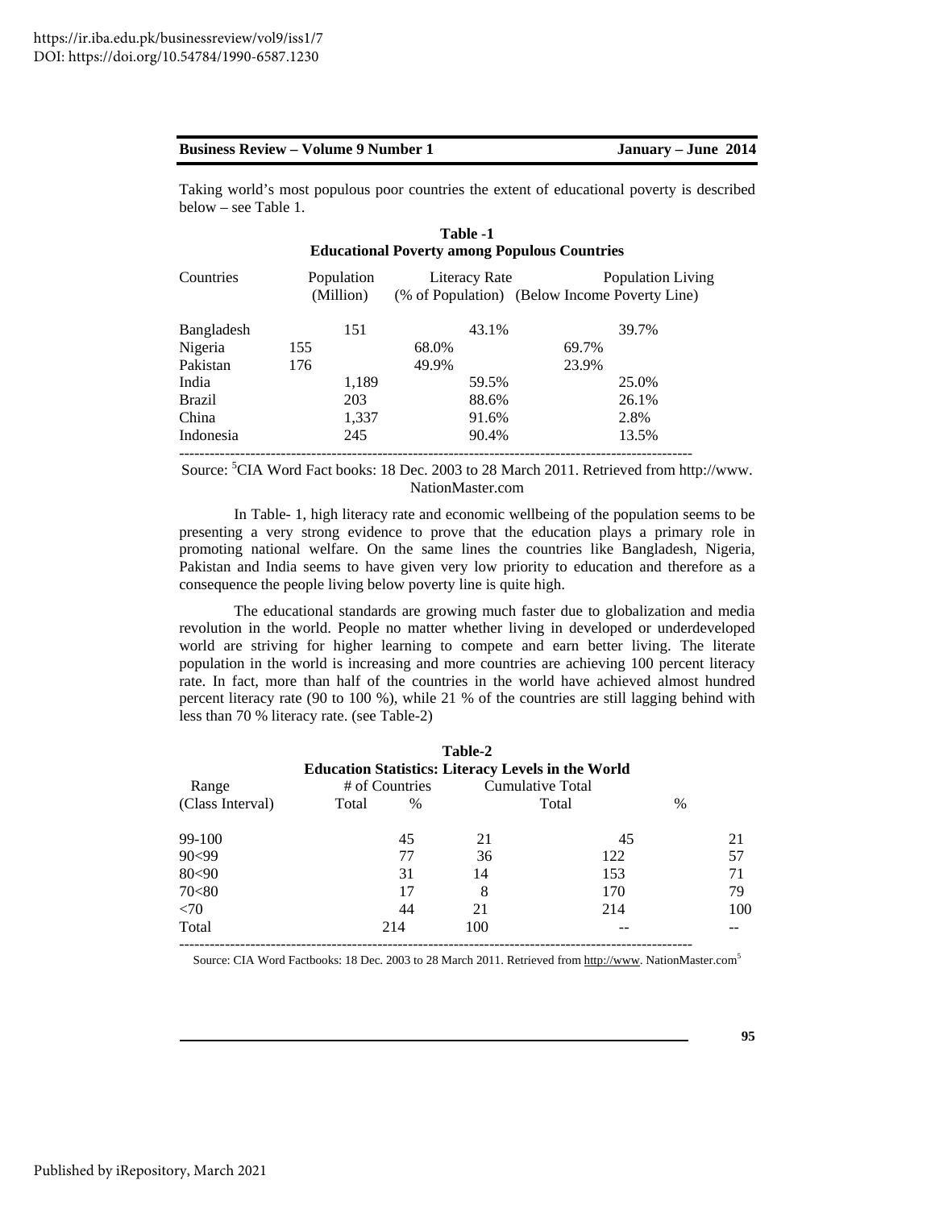Taking world's most populous poor countries the extent of educational poverty is described below – see Table 1.

**Table -1**
**Educational Poverty among Populous Countries**

| Countries | Population (Million) | Literacy Rate (% of Population) | Population Living (Below Income Poverty Line) |
|---|---|---|---|
| Bangladesh | 151 | 43.1% | 39.7% |
| Nigeria | 155 | 68.0% | 69.7% |
| Pakistan | 176 | 49.9% | 23.9% |
| India | 1,189 | 59.5% | 25.0% |
| Brazil | 203 | 88.6% | 26.1% |
| China | 1,337 | 91.6% | 2.8% |
| Indonesia | 245 | 90.4% | 13.5% |

Source: [5]CIA Word Fact books: 18 Dec. 2003 to 28 March 2011. Retrieved from http://www. NationMaster.com

In Table- 1, high literacy rate and economic wellbeing of the population seems to be presenting a very strong evidence to prove that the education plays a primary role in promoting national welfare. On the same lines the countries like Bangladesh, Nigeria, Pakistan and India seems to have given very low priority to education and therefore as a consequence the people living below poverty line is quite high.

The educational standards are growing much faster due to globalization and media revolution in the world. People no matter whether living in developed or underdeveloped world are striving for higher learning to compete and earn better living. The literate population in the world is increasing and more countries are achieving 100 percent literacy rate. In fact, more than half of the countries in the world have achieved almost hundred percent literacy rate (90 to 100 %), while 21 % of the countries are still lagging behind with less than 70 % literacy rate. (see Table-2)

**Table-2**
**Education Statistics: Literacy Levels in the World**

| Range (Class Interval) | # of Countries Total | % | Cumulative Total Total | % |
|---|---|---|---|---|
| 99-100 | 45 | 21 | 45 | 21 |
| 90<99 | 77 | 36 | 122 | 57 |
| 80<90 | 31 | 14 | 153 | 71 |
| 70<80 | 17 | 8 | 170 | 79 |
| <70 | 44 | 21 | 214 | 100 |
| Total | 214 | 100 | -- | -- |

Source: CIA Word Factbooks: 18 Dec. 2003 to 28 March 2011. Retrieved from http://www. NationMaster.com[5]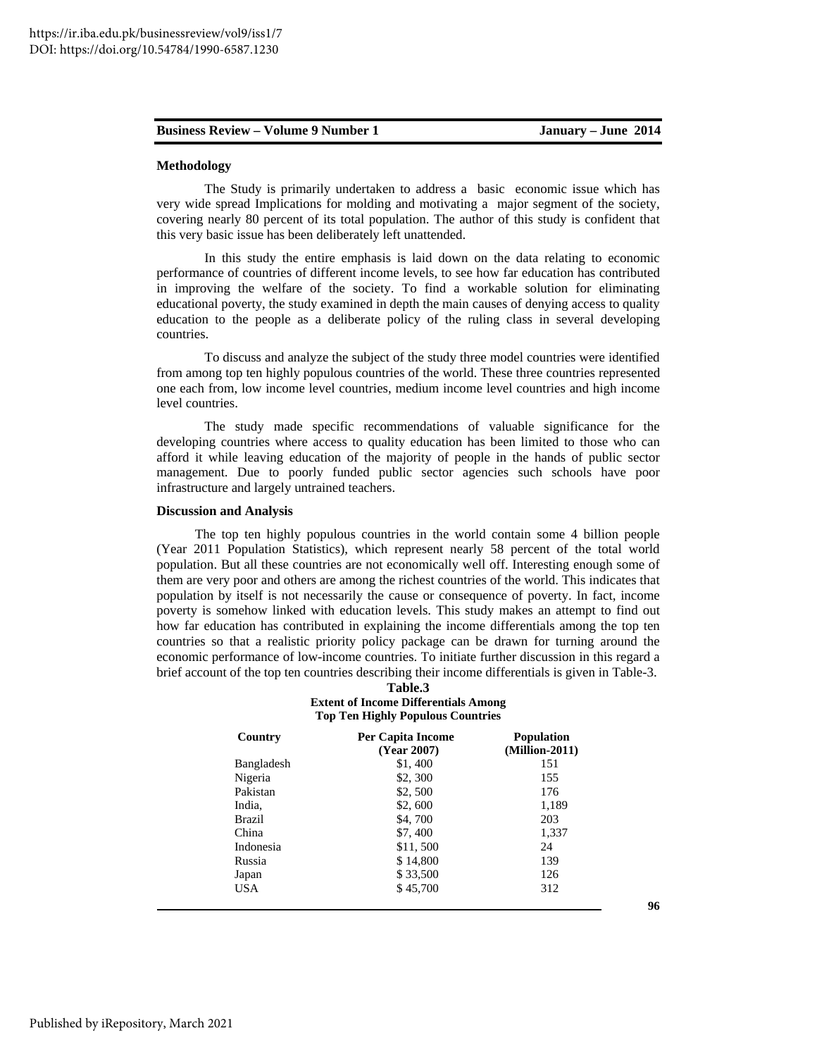## Methodology

The Study is primarily undertaken to address a basic economic issue which has very wide spread Implications for molding and motivating a major segment of the society, covering nearly 80 percent of its total population. The author of this study is confident that this very basic issue has been deliberately left unattended.

In this study the entire emphasis is laid down on the data relating to economic performance of countries of different income levels, to see how far education has contributed in improving the welfare of the society. To find a workable solution for eliminating educational poverty, the study examined in depth the main causes of denying access to quality education to the people as a deliberate policy of the ruling class in several developing countries.

To discuss and analyze the subject of the study three model countries were identified from among top ten highly populous countries of the world. These three countries represented one each from, low income level countries, medium income level countries and high income level countries.

The study made specific recommendations of valuable significance for the developing countries where access to quality education has been limited to those who can afford it while leaving education of the majority of people in the hands of public sector management. Due to poorly funded public sector agencies such schools have poor infrastructure and largely untrained teachers.

## Discussion and Analysis

The top ten highly populous countries in the world contain some 4 billion people (Year 2011 Population Statistics), which represent nearly 58 percent of the total world population. But all these countries are not economically well off. Interesting enough some of them are very poor and others are among the richest countries of the world. This indicates that population by itself is not necessarily the cause or consequence of poverty. In fact, income poverty is somehow linked with education levels. This study makes an attempt to find out how far education has contributed in explaining the income differentials among the top ten countries so that a realistic priority policy package can be drawn for turning around the economic performance of low-income countries. To initiate further discussion in this regard a brief account of the top ten countries describing their income differentials is given in Table-3.

**Table.3**
**Extent of Income Differentials Among Top Ten Highly Populous Countries**

| Country | Per Capita Income (Year 2007) | Population (Million-2011) |
|---|---|---|
| Bangladesh | $1, 400 | 151 |
| Nigeria | $2, 300 | 155 |
| Pakistan | $2, 500 | 176 |
| India, | $2, 600 | 1,189 |
| Brazil | $4, 700 | 203 |
| China | $7, 400 | 1,337 |
| Indonesia | $11, 500 | 24 |
| Russia | $ 14,800 | 139 |
| Japan | $ 33,500 | 126 |
| USA | $ 45,700 | 312 |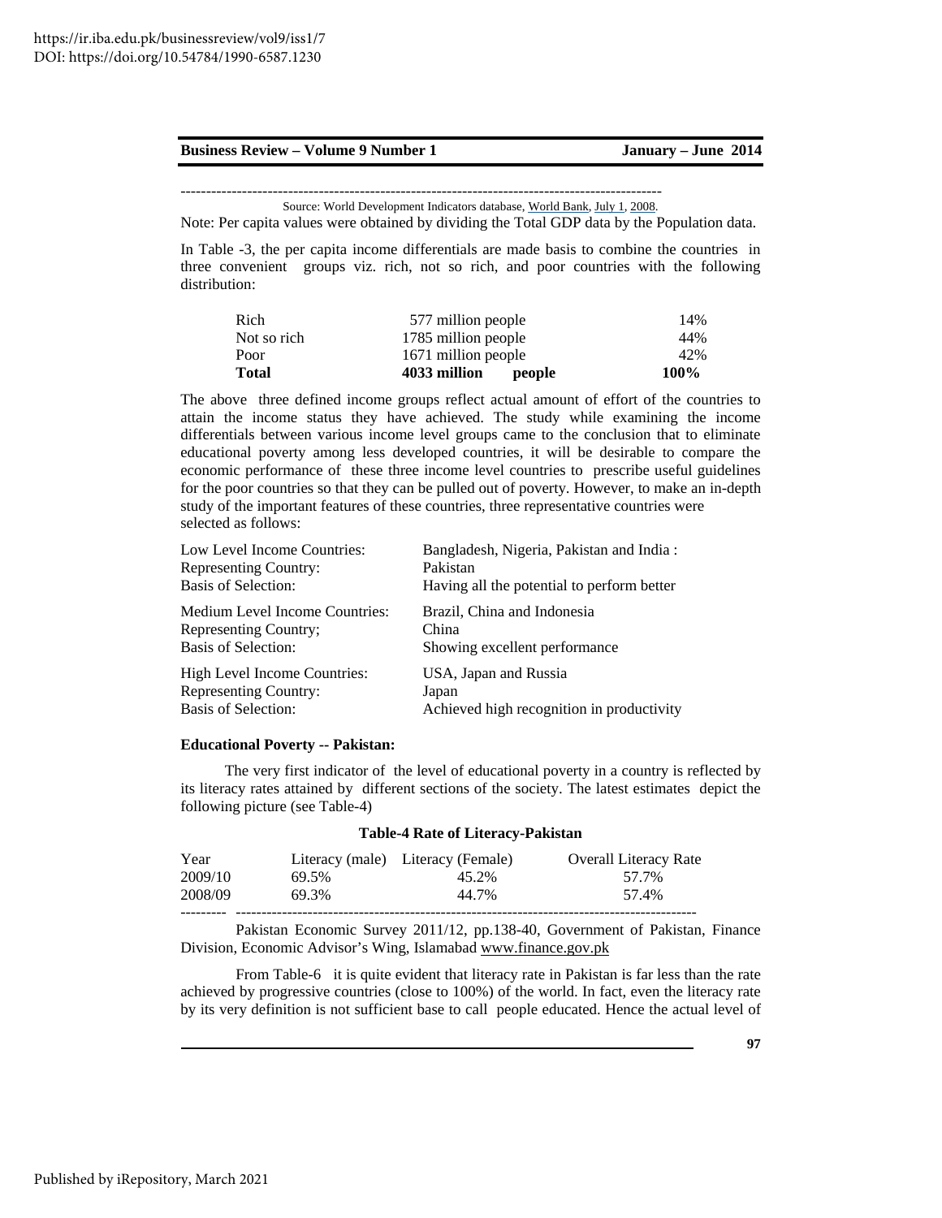Source: World Development Indicators database, World Bank, July 1, 2008.

Note: Per capita values were obtained by dividing the Total GDP data by the Population data.

In Table -3, the per capita income differentials are made basis to combine the countries in three convenient groups viz. rich, not so rich, and poor countries with the following distribution:

| | | |
|---|---|---|
| Rich | 577 million people | 14% |
| Not so rich | 1785 million people | 44% |
| Poor | 1671 million people | 42% |
| **Total** | **4033 million people** | **100%** |

The above three defined income groups reflect actual amount of effort of the countries to attain the income status they have achieved. The study while examining the income differentials between various income level groups came to the conclusion that to eliminate educational poverty among less developed countries, it will be desirable to compare the economic performance of these three income level countries to prescribe useful guidelines for the poor countries so that they can be pulled out of poverty. However, to make an in-depth study of the important features of these countries, three representative countries were selected as follows:

| | |
|---|---|
| Low Level Income Countries: | Bangladesh, Nigeria, Pakistan and India : |
| Representing Country: | Pakistan |
| Basis of Selection: | Having all the potential to perform better |
| Medium Level Income Countries: | Brazil, China and Indonesia |
| Representing Country; | China |
| Basis of Selection: | Showing excellent performance |
| High Level Income Countries: | USA, Japan and Russia |
| Representing Country: | Japan |
| Basis of Selection: | Achieved high recognition in productivity |

**Educational Poverty -- Pakistan:**

The very first indicator of the level of educational poverty in a country is reflected by its literacy rates attained by different sections of the society. The latest estimates depict the following picture (see Table-4)

**Table-4 Rate of Literacy-Pakistan**

| Year | Literacy (male) | Literacy (Female) | Overall Literacy Rate |
|---|---|---|---|
| 2009/10 | 69.5% | 45.2% | 57.7% |
| 2008/09 | 69.3% | 44.7% | 57.4% |

Pakistan Economic Survey 2011/12, pp.138-40, Government of Pakistan, Finance Division, Economic Advisor's Wing, Islamabad www.finance.gov.pk

From Table-6 it is quite evident that literacy rate in Pakistan is far less than the rate achieved by progressive countries (close to 100%) of the world. In fact, even the literacy rate by its very definition is not sufficient base to call people educated. Hence the actual level of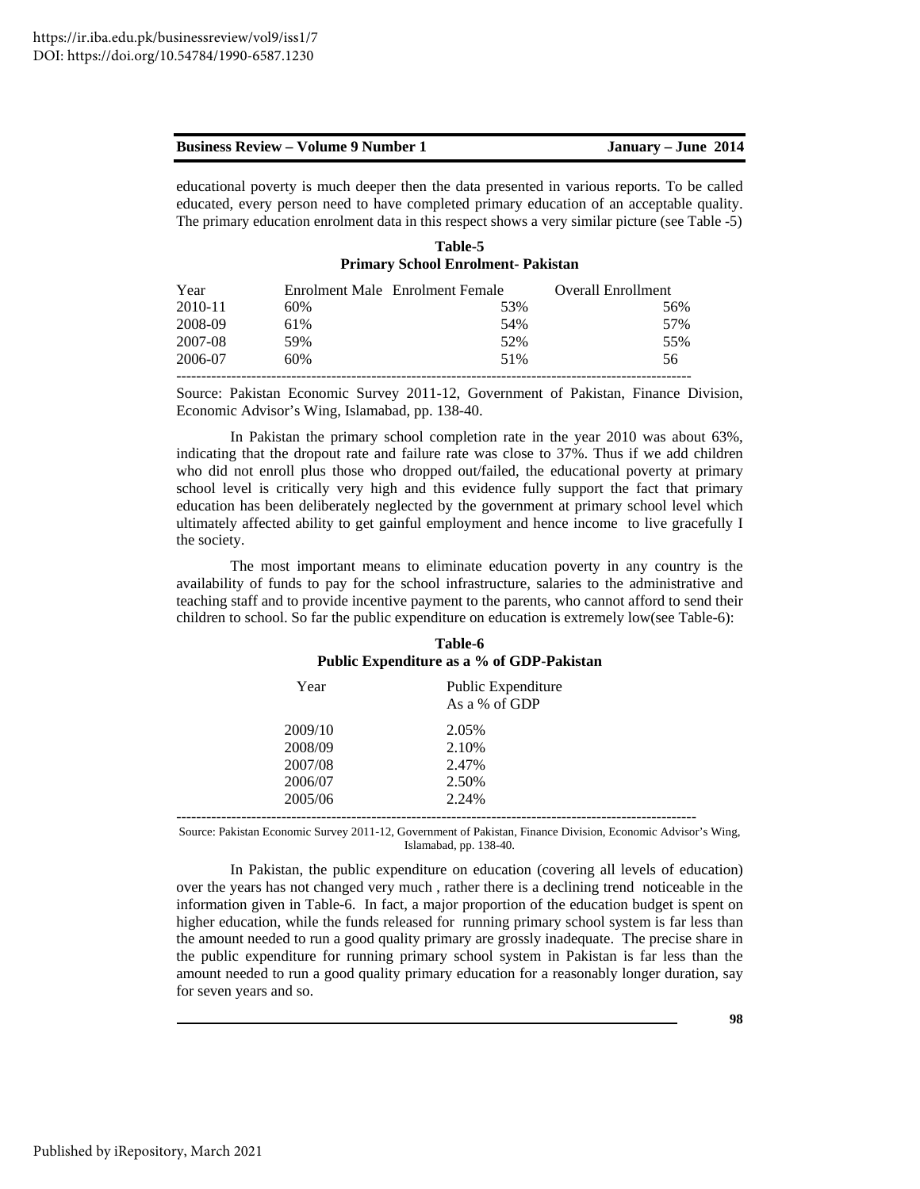educational poverty is much deeper then the data presented in various reports. To be called educated, every person need to have completed primary education of an acceptable quality. The primary education enrolment data in this respect shows a very similar picture (see Table -5)

**Table-5**
**Primary School Enrolment- Pakistan**

| Year | Enrolment Male | Enrolment Female | Overall Enrollment |
|---|---|---|---|
| 2010-11 | 60% | 53% | 56% |
| 2008-09 | 61% | 54% | 57% |
| 2007-08 | 59% | 52% | 55% |
| 2006-07 | 60% | 51% | 56 |

Source: Pakistan Economic Survey 2011-12, Government of Pakistan, Finance Division, Economic Advisor's Wing, Islamabad, pp. 138-40.

In Pakistan the primary school completion rate in the year 2010 was about 63%, indicating that the dropout rate and failure rate was close to 37%. Thus if we add children who did not enroll plus those who dropped out/failed, the educational poverty at primary school level is critically very high and this evidence fully support the fact that primary education has been deliberately neglected by the government at primary school level which ultimately affected ability to get gainful employment and hence income to live gracefully I the society.

The most important means to eliminate education poverty in any country is the availability of funds to pay for the school infrastructure, salaries to the administrative and teaching staff and to provide incentive payment to the parents, who cannot afford to send their children to school. So far the public expenditure on education is extremely low(see Table-6):

**Table-6**
**Public Expenditure as a % of GDP-Pakistan**

| Year | Public Expenditure As a % of GDP |
|---|---|
| 2009/10 | 2.05% |
| 2008/09 | 2.10% |
| 2007/08 | 2.47% |
| 2006/07 | 2.50% |
| 2005/06 | 2.24% |

Source: Pakistan Economic Survey 2011-12, Government of Pakistan, Finance Division, Economic Advisor's Wing, Islamabad, pp. 138-40.

In Pakistan, the public expenditure on education (covering all levels of education) over the years has not changed very much , rather there is a declining trend noticeable in the information given in Table-6. In fact, a major proportion of the education budget is spent on higher education, while the funds released for running primary school system is far less than the amount needed to run a good quality primary are grossly inadequate. The precise share in the public expenditure for running primary school system in Pakistan is far less than the amount needed to run a good quality primary education for a reasonably longer duration, say for seven years and so.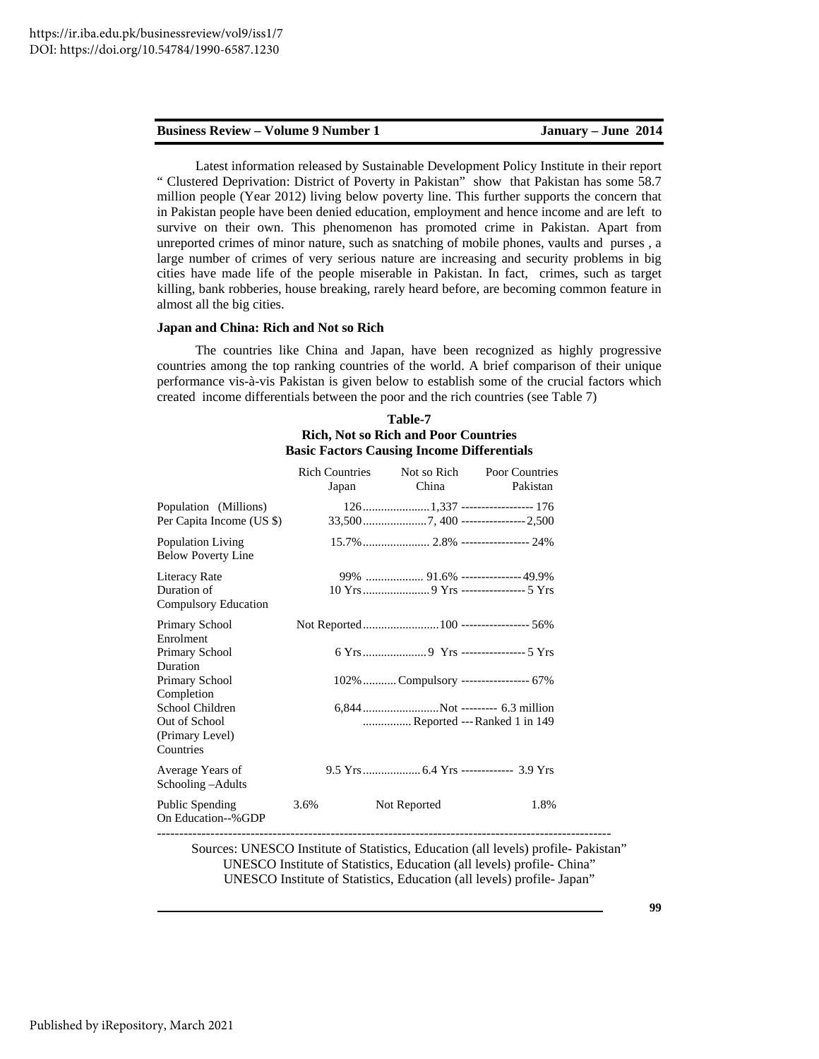Latest information released by Sustainable Development Policy Institute in their report " Clustered Deprivation: District of Poverty in Pakistan" show that Pakistan has some 58.7 million people (Year 2012) living below poverty line. This further supports the concern that in Pakistan people have been denied education, employment and hence income and are left to survive on their own. This phenomenon has promoted crime in Pakistan. Apart from unreported crimes of minor nature, such as snatching of mobile phones, vaults and purses , a large number of crimes of very serious nature are increasing and security problems in big cities have made life of the people miserable in Pakistan. In fact, crimes, such as target killing, bank robberies, house breaking, rarely heard before, are becoming common feature in almost all the big cities.

### Japan and China: Rich and Not so Rich

The countries like China and Japan, have been recognized as highly progressive countries among the top ranking countries of the world. A brief comparison of their unique performance vis-à-vis Pakistan is given below to establish some of the crucial factors which created income differentials between the poor and the rich countries (see Table 7)

**Table-7**
**Rich, Not so Rich and Poor Countries**
**Basic Factors Causing Income Differentials**

| | Rich Countries Japan | Not so Rich China | Poor Countries Pakistan |
|---|---|---|---|
| Population (Millions) | 126 | 1,337 | 176 |
| Per Capita Income (US $) | 33,500 | 7, 400 | 2,500 |
| Population Living Below Poverty Line | 15.7% | 2.8% | 24% |
| Literacy Rate | 99% | 91.6% | 49.9% |
| Duration of Compulsory Education | 10 Yrs | 9 Yrs | 5 Yrs |
| Primary School Enrolment | Not Reported | 100 | 56% |
| Primary School Duration | 6 Yrs | 9 Yrs | 5 Yrs |
| Primary School Completion | 102% | Compulsory | 67% |
| School Children Out of School (Primary Level) Countries | 6,844 | Not Reported | 6.3 million Ranked 1 in 149 |
| Average Years of Schooling –Adults | 9.5 Yrs | 6.4 Yrs | 3.9 Yrs |
| Public Spending On Education--%GDP | 3.6% | Not Reported | 1.8% |

Sources: UNESCO Institute of Statistics, Education (all levels) profile- Pakistan"
UNESCO Institute of Statistics, Education (all levels) profile- China"
UNESCO Institute of Statistics, Education (all levels) profile- Japan"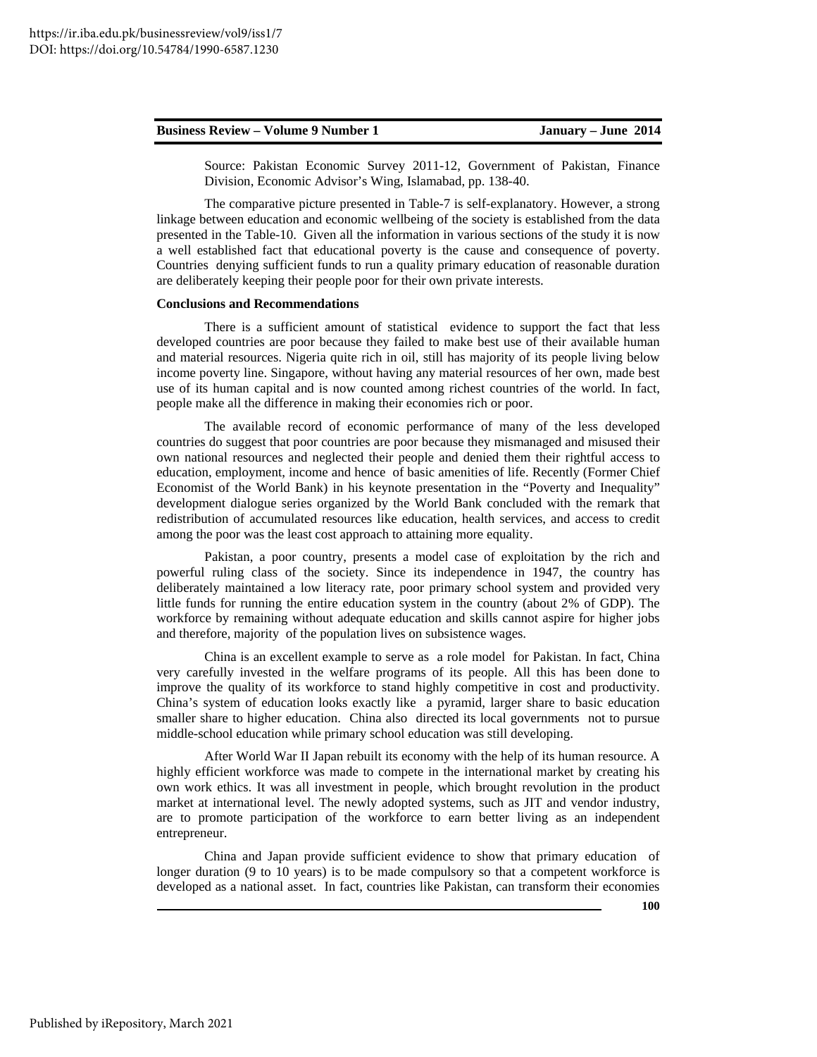Source: Pakistan Economic Survey 2011-12, Government of Pakistan, Finance Division, Economic Advisor's Wing, Islamabad, pp. 138-40.

The comparative picture presented in Table-7 is self-explanatory. However, a strong linkage between education and economic wellbeing of the society is established from the data presented in the Table-10. Given all the information in various sections of the study it is now a well established fact that educational poverty is the cause and consequence of poverty. Countries denying sufficient funds to run a quality primary education of reasonable duration are deliberately keeping their people poor for their own private interests.

**Conclusions and Recommendations**

There is a sufficient amount of statistical evidence to support the fact that less developed countries are poor because they failed to make best use of their available human and material resources. Nigeria quite rich in oil, still has majority of its people living below income poverty line. Singapore, without having any material resources of her own, made best use of its human capital and is now counted among richest countries of the world. In fact, people make all the difference in making their economies rich or poor.

The available record of economic performance of many of the less developed countries do suggest that poor countries are poor because they mismanaged and misused their own national resources and neglected their people and denied them their rightful access to education, employment, income and hence of basic amenities of life. Recently (Former Chief Economist of the World Bank) in his keynote presentation in the "Poverty and Inequality" development dialogue series organized by the World Bank concluded with the remark that redistribution of accumulated resources like education, health services, and access to credit among the poor was the least cost approach to attaining more equality.

Pakistan, a poor country, presents a model case of exploitation by the rich and powerful ruling class of the society. Since its independence in 1947, the country has deliberately maintained a low literacy rate, poor primary school system and provided very little funds for running the entire education system in the country (about 2% of GDP). The workforce by remaining without adequate education and skills cannot aspire for higher jobs and therefore, majority of the population lives on subsistence wages.

China is an excellent example to serve as a role model for Pakistan. In fact, China very carefully invested in the welfare programs of its people. All this has been done to improve the quality of its workforce to stand highly competitive in cost and productivity. China's system of education looks exactly like a pyramid, larger share to basic education smaller share to higher education. China also directed its local governments not to pursue middle-school education while primary school education was still developing.

After World War II Japan rebuilt its economy with the help of its human resource. A highly efficient workforce was made to compete in the international market by creating his own work ethics. It was all investment in people, which brought revolution in the product market at international level. The newly adopted systems, such as JIT and vendor industry, are to promote participation of the workforce to earn better living as an independent entrepreneur.

China and Japan provide sufficient evidence to show that primary education of longer duration (9 to 10 years) is to be made compulsory so that a competent workforce is developed as a national asset. In fact, countries like Pakistan, can transform their economies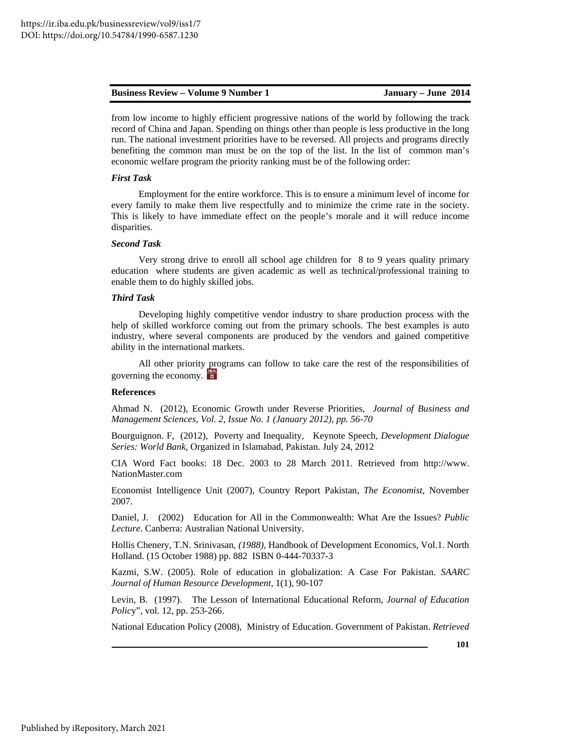from low income to highly efficient progressive nations of the world by following the track record of China and Japan. Spending on things other than people is less productive in the long run. The national investment priorities have to be reversed. All projects and programs directly benefiting the common man must be on the top of the list. In the list of common man's economic welfare program the priority ranking must be of the following order:

***First Task***

Employment for the entire workforce. This is to ensure a minimum level of income for every family to make them live respectfully and to minimize the crime rate in the society. This is likely to have immediate effect on the people's morale and it will reduce income disparities.

***Second Task***

Very strong drive to enroll all school age children for 8 to 9 years quality primary education where students are given academic as well as technical/professional training to enable them to do highly skilled jobs.

***Third Task***

Developing highly competitive vendor industry to share production process with the help of skilled workforce coming out from the primary schools. The best examples is auto industry, where several components are produced by the vendors and gained competitive ability in the international markets.

All other priority programs can follow to take care the rest of the responsibilities of governing the economy.

**References**

Ahmad N. (2012), Economic Growth under Reverse Priorities, *Journal of Business and Management Sciences, Vol. 2, Issue No. 1 (January 2012), pp. 56-70*

Bourguignon. F, (2012), Poverty and Inequality, Keynote Speech, *Development Dialogue Series: World Bank,* Organized in Islamabad, Pakistan. July 24, 2012

CIA Word Fact books: 18 Dec. 2003 to 28 March 2011. Retrieved from http://www. NationMaster.com

Economist Intelligence Unit (2007), Country Report Pakistan, *The Economist,* November 2007.

Daniel, J. (2002) Education for All in the Commonwealth: What Are the Issues? *Public Lecture*. Canberra: Australian National University.

Hollis Chenery, T.N. Srinivasan, *(1988),* Handbook of Development Economics, Vol.1. North Holland. (15 October 1988) pp. 882 ISBN 0-444-70337-3

Kazmi, S.W. (2005). Role of education in globalization: A Case For Pakistan. *SAARC Journal of Human Resource Development,* 1(1), 90-107

Levin, B. (1997). The Lesson of International Educational Reform, *Journal of Education Policy*", vol. 12, pp. 253-266.

National Education Policy (2008), Ministry of Education. Government of Pakistan. *Retrieved*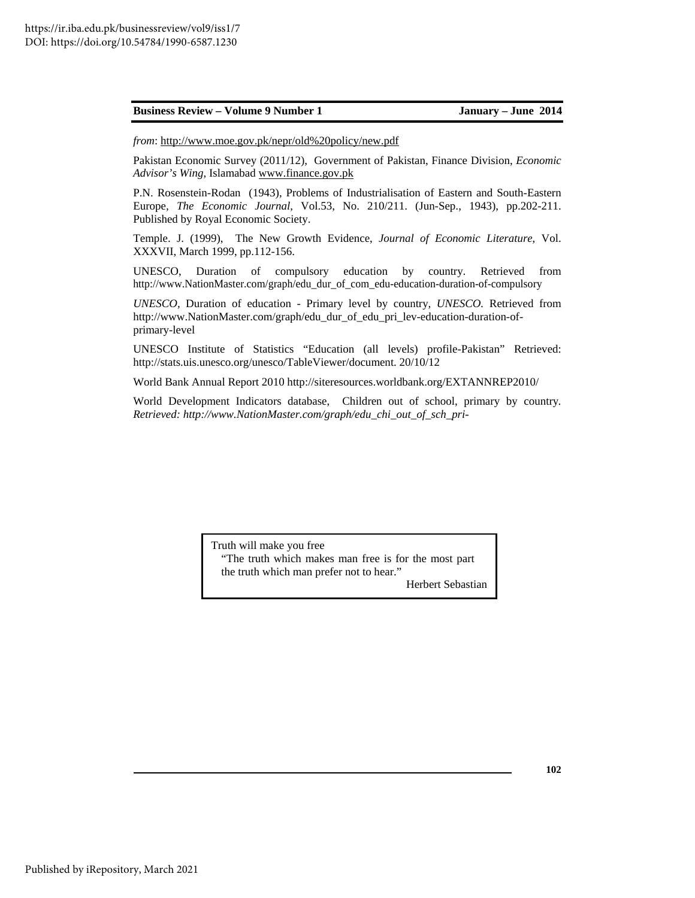*from*: http://www.moe.gov.pk/nepr/old%20policy/new.pdf

Pakistan Economic Survey (2011/12), Government of Pakistan, Finance Division, *Economic Advisor's Wing*, Islamabad www.finance.gov.pk

P.N. Rosenstein-Rodan (1943), Problems of Industrialisation of Eastern and South-Eastern Europe, *The Economic Journal*, Vol.53, No. 210/211. (Jun-Sep., 1943), pp.202-211. Published by Royal Economic Society.

Temple. J. (1999), The New Growth Evidence, *Journal of Economic Literature*, Vol. XXXVII, March 1999, pp.112-156.

UNESCO, Duration of compulsory education by country. Retrieved from http://www.NationMaster.com/graph/edu_dur_of_com_edu-education-duration-of-compulsory

*UNESCO*, Duration of education - Primary level by country, *UNESCO.* Retrieved from http://www.NationMaster.com/graph/edu_dur_of_edu_pri_lev-education-duration-of-primary-level

UNESCO Institute of Statistics "Education (all levels) profile-Pakistan" Retrieved: http://stats.uis.unesco.org/unesco/TableViewer/document. 20/10/12

World Bank Annual Report 2010 http://siteresources.worldbank.org/EXTANNREP2010/

World Development Indicators database, Children out of school, primary by country. *Retrieved: http://www.NationMaster.com/graph/edu_chi_out_of_sch_pri-*

> Truth will make you free
>
> "The truth which makes man free is for the most part the truth which man prefer not to hear."
>
> Herbert Sebastian